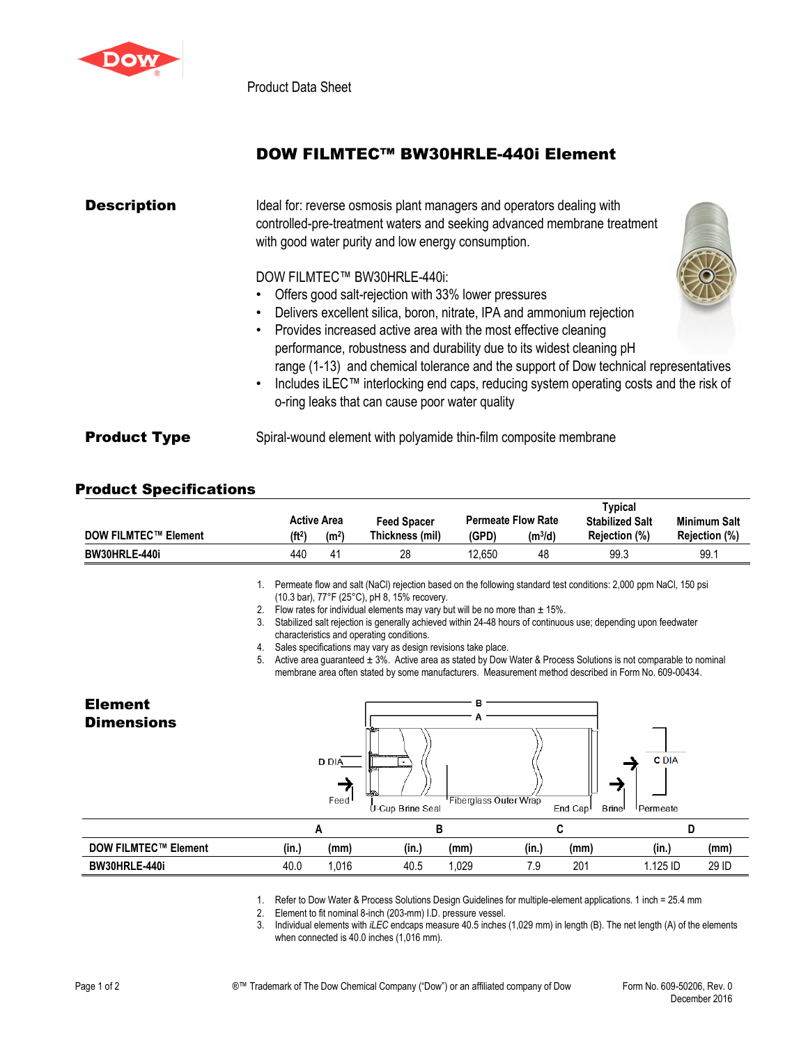Product Data Sheet

# DOW FILMTEC™ BW30HRLE-440i Element

## Description

Ideal for: reverse osmosis plant managers and operators dealing with controlled-pre-treatment waters and seeking advanced membrane treatment with good water purity and low energy consumption.

DOW FILMTEC™ BW30HRLE-440i:

- Offers good salt-rejection with 33% lower pressures
- Delivers excellent silica, boron, nitrate, IPA and ammonium rejection
- Provides increased active area with the most effective cleaning performance, robustness and durability due to its widest cleaning pH range (1-13) and chemical tolerance and the support of Dow technical representatives
- Includes iLEC™ interlocking end caps, reducing system operating costs and the risk of o-ring leaks that can cause poor water quality

## Product Type

Spiral-wound element with polyamide thin-film composite membrane

## Product Specifications

| DOW FILMTEC™ Element | Active Area ($ft^2$) | Active Area ($m^2$) | Feed Spacer Thickness (mil) | Permeate Flow Rate (GPD) | Permeate Flow Rate ($m^3/d$) | Typical Stabilized Salt Rejection (%) | Minimum Salt Rejection (%) |
|---|---|---|---|---|---|---|---|
| BW30HRLE-440i | 440 | 41 | 28 | 12,650 | 48 | 99.3 | 99.1 |

1. Permeate flow and salt (NaCl) rejection based on the following standard test conditions: 2,000 ppm NaCl, 150 psi (10.3 bar), 77°F (25°C), pH 8, 15% recovery.
2. Flow rates for individual elements may vary but will be no more than ± 15%.
3. Stabilized salt rejection is generally achieved within 24-48 hours of continuous use; depending upon feedwater characteristics and operating conditions.
4. Sales specifications may vary as design revisions take place.
5. Active area guaranteed ± 3%. Active area as stated by Dow Water & Process Solutions is not comparable to nominal membrane area often stated by some manufacturers. Measurement method described in Form No. 609-00434.

## Element Dimensions

| DOW FILMTEC™ Element | A (in.) | A (mm) | B (in.) | B (mm) | C (in.) | C (mm) | D (in.) | D (mm) |
|---|---|---|---|---|---|---|---|---|
| BW30HRLE-440i | 40.0 | 1,016 | 40.5 | 1,029 | 7.9 | 201 | 1.125 ID | 29 ID |

1. Refer to Dow Water & Process Solutions Design Guidelines for multiple-element applications. 1 inch = 25.4 mm
2. Element to fit nominal 8-inch (203-mm) I.D. pressure vessel.
3. Individual elements with *iLEC* endcaps measure 40.5 inches (1,029 mm) in length (B). The net length (A) of the elements when connected is 40.0 inches (1,016 mm).

®™ Trademark of The Dow Chemical Company ("Dow") or an affiliated company of Dow

Form No. 609-50206, Rev. 0
December 2016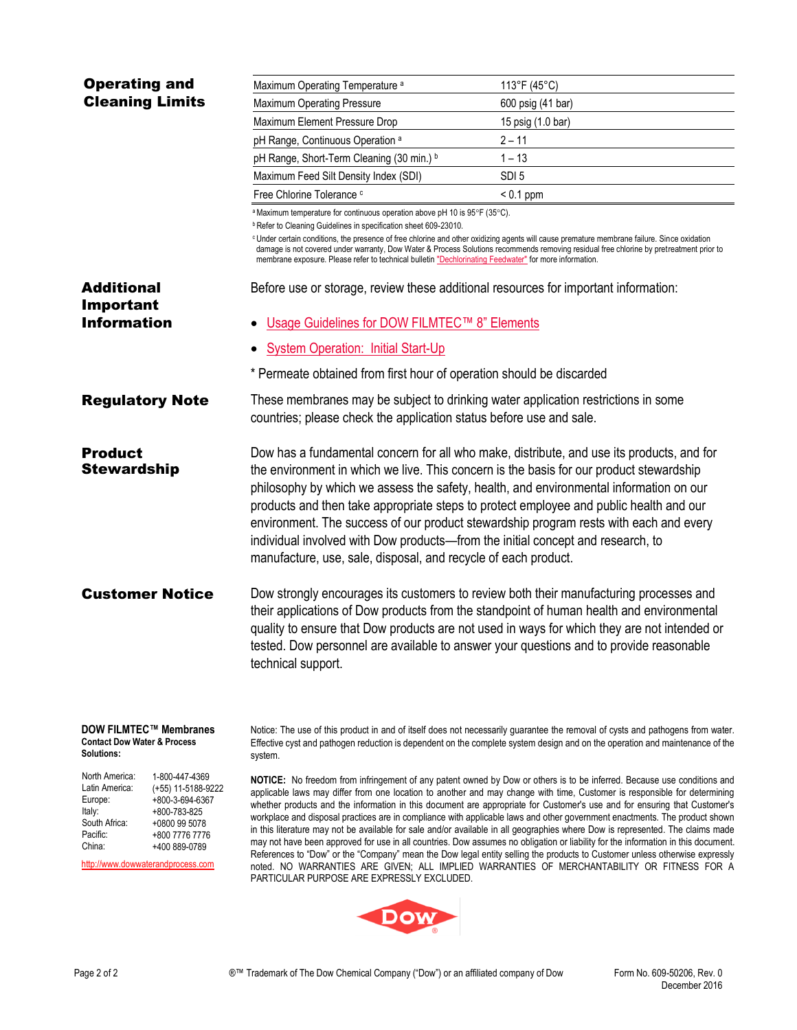## Operating and Cleaning Limits

| | |
|---|---|
| Maximum Operating Temperature [a] | 113°F (45°C) |
| Maximum Operating Pressure | 600 psig (41 bar) |
| Maximum Element Pressure Drop | 15 psig (1.0 bar) |
| pH Range, Continuous Operation [a] | 2 – 11 |
| pH Range, Short-Term Cleaning (30 min.) [b] | 1 – 13 |
| Maximum Feed Silt Density Index (SDI) | SDI 5 |
| Free Chlorine Tolerance [c] | < 0.1 ppm |

[a] Maximum temperature for continuous operation above pH 10 is 95°F (35°C).

[b] Refer to Cleaning Guidelines in specification sheet 609-23010.

[c] Under certain conditions, the presence of free chlorine and other oxidizing agents will cause premature membrane failure. Since oxidation damage is not covered under warranty, Dow Water & Process Solutions recommends removing residual free chlorine by pretreatment prior to membrane exposure. Please refer to technical bulletin "Dechlorinating Feedwater" for more information.

## Additional Important Information

Before use or storage, review these additional resources for important information:

- Usage Guidelines for DOW FILMTEC™ 8" Elements
- System Operation: Initial Start-Up

* Permeate obtained from first hour of operation should be discarded

## Regulatory Note

These membranes may be subject to drinking water application restrictions in some countries; please check the application status before use and sale.

## Product Stewardship

Dow has a fundamental concern for all who make, distribute, and use its products, and for the environment in which we live. This concern is the basis for our product stewardship philosophy by which we assess the safety, health, and environmental information on our products and then take appropriate steps to protect employee and public health and our environment. The success of our product stewardship program rests with each and every individual involved with Dow products—from the initial concept and research, to manufacture, use, sale, disposal, and recycle of each product.

## Customer Notice

Dow strongly encourages its customers to review both their manufacturing processes and their applications of Dow products from the standpoint of human health and environmental quality to ensure that Dow products are not used in ways for which they are not intended or tested. Dow personnel are available to answer your questions and to provide reasonable technical support.

**DOW FILMTEC™ Membranes**

**Contact Dow Water & Process Solutions:**

| | |
|---|---|
| North America: | 1-800-447-4369 |
| Latin America: | (+55) 11-5188-9222 |
| Europe: | +800-3-694-6367 |
| Italy: | +800-783-825 |
| South Africa: | +0800 99 5078 |
| Pacific: | +800 7776 7776 |
| China: | +400 889-0789 |

http://www.dowwaterandprocess.com

Notice: The use of this product in and of itself does not necessarily guarantee the removal of cysts and pathogens from water. Effective cyst and pathogen reduction is dependent on the complete system design and on the operation and maintenance of the system.

**NOTICE:** No freedom from infringement of any patent owned by Dow or others is to be inferred. Because use conditions and applicable laws may differ from one location to another and may change with time, Customer is responsible for determining whether products and the information in this document are appropriate for Customer's use and for ensuring that Customer's workplace and disposal practices are in compliance with applicable laws and other government enactments. The product shown in this literature may not be available for sale and/or available in all geographies where Dow is represented. The claims made may not have been approved for use in all countries. Dow assumes no obligation or liability for the information in this document. References to "Dow" or the "Company" mean the Dow legal entity selling the products to Customer unless otherwise expressly noted. NO WARRANTIES ARE GIVEN; ALL IMPLIED WARRANTIES OF MERCHANTABILITY OR FITNESS FOR A PARTICULAR PURPOSE ARE EXPRESSLY EXCLUDED.

®™ Trademark of The Dow Chemical Company ("Dow") or an affiliated company of Dow

Form No. 609-50206, Rev. 0
December 2016